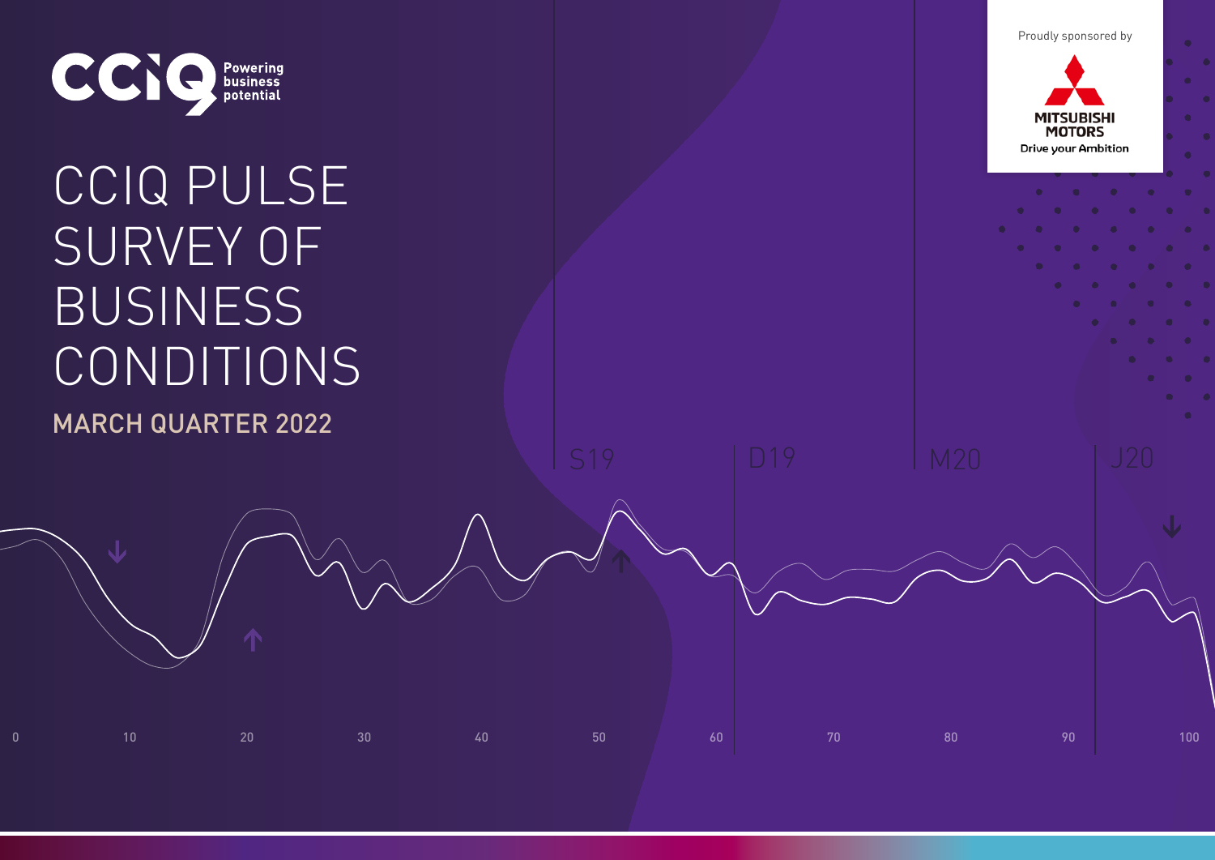CCIQ Powering business potential

# CCIQ PULSE SURVEY OF BUSINESS CONDITIONS

## MARCH QUARTER 2022

Proudly sponsored by

MITSUBISHI MOTORS
Drive your Ambition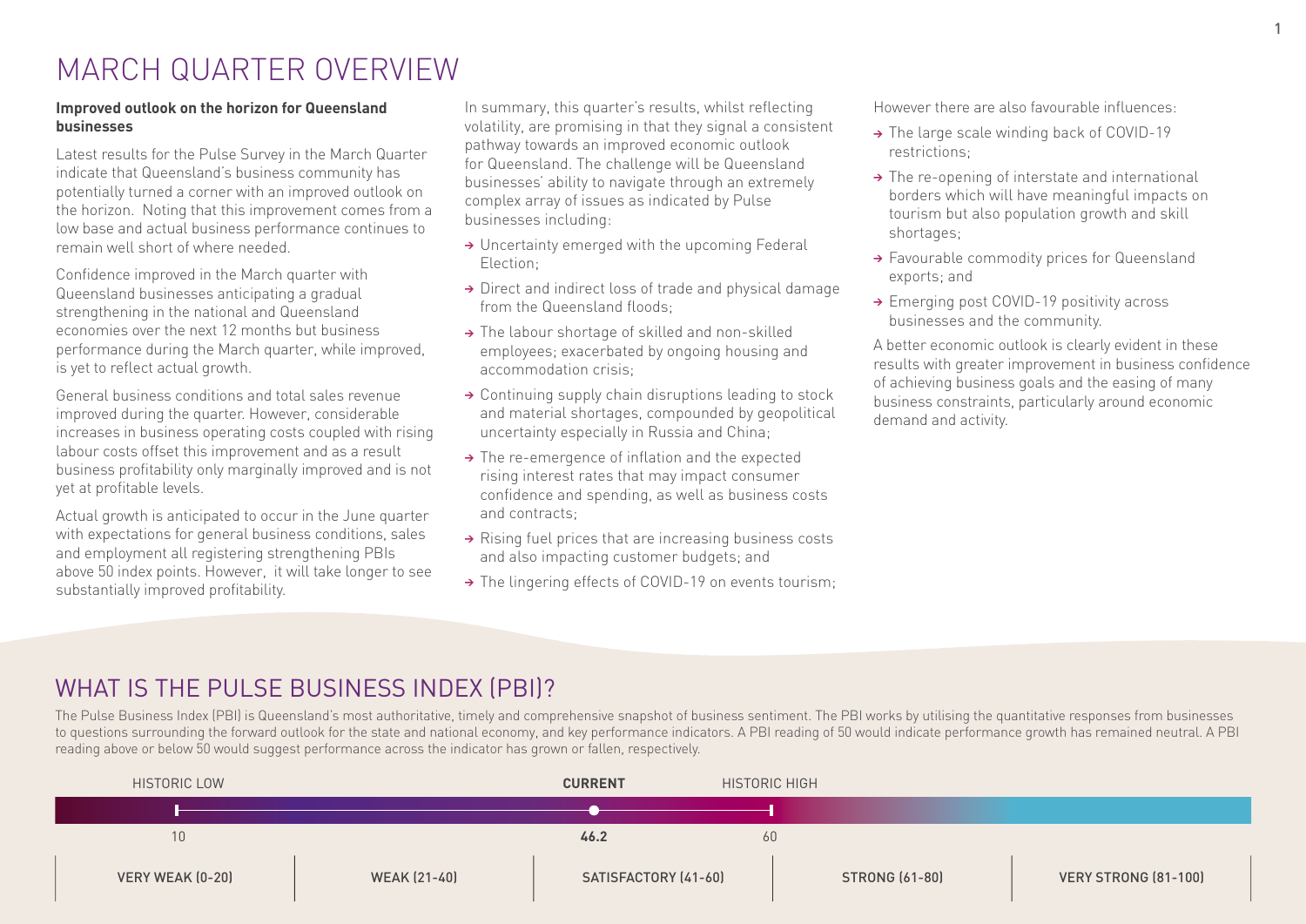# MARCH QUARTER OVERVIEW

**Improved outlook on the horizon for Queensland businesses**

Latest results for the Pulse Survey in the March Quarter indicate that Queensland's business community has potentially turned a corner with an improved outlook on the horizon. Noting that this improvement comes from a low base and actual business performance continues to remain well short of where needed.

Confidence improved in the March quarter with Queensland businesses anticipating a gradual strengthening in the national and Queensland economies over the next 12 months but business performance during the March quarter, while improved, is yet to reflect actual growth.

General business conditions and total sales revenue improved during the quarter. However, considerable increases in business operating costs coupled with rising labour costs offset this improvement and as a result business profitability only marginally improved and is not yet at profitable levels.

Actual growth is anticipated to occur in the June quarter with expectations for general business conditions, sales and employment all registering strengthening PBIs above 50 index points. However, it will take longer to see substantially improved profitability.

In summary, this quarter's results, whilst reflecting volatility, are promising in that they signal a consistent pathway towards an improved economic outlook for Queensland. The challenge will be Queensland businesses' ability to navigate through an extremely complex array of issues as indicated by Pulse businesses including:

- Uncertainty emerged with the upcoming Federal Election;
- Direct and indirect loss of trade and physical damage from the Queensland floods;
- The labour shortage of skilled and non-skilled employees; exacerbated by ongoing housing and accommodation crisis;
- Continuing supply chain disruptions leading to stock and material shortages, compounded by geopolitical uncertainty especially in Russia and China;
- The re-emergence of inflation and the expected rising interest rates that may impact consumer confidence and spending, as well as business costs and contracts;
- Rising fuel prices that are increasing business costs and also impacting customer budgets; and
- The lingering effects of COVID-19 on events tourism;

However there are also favourable influences:

- The large scale winding back of COVID-19 restrictions;
- The re-opening of interstate and international borders which will have meaningful impacts on tourism but also population growth and skill shortages;
- Favourable commodity prices for Queensland exports; and
- Emerging post COVID-19 positivity across businesses and the community.

A better economic outlook is clearly evident in these results with greater improvement in business confidence of achieving business goals and the easing of many business constraints, particularly around economic demand and activity.

## WHAT IS THE PULSE BUSINESS INDEX (PBI)?

The Pulse Business Index (PBI) is Queensland's most authoritative, timely and comprehensive snapshot of business sentiment. The PBI works by utilising the quantitative responses from businesses to questions surrounding the forward outlook for the state and national economy, and key performance indicators. A PBI reading of 50 would indicate performance growth has remained neutral. A PBI reading above or below 50 would suggest performance across the indicator has grown or fallen, respectively.

| HISTORIC LOW | CURRENT | HISTORIC HIGH |
|---|---|---|
| 10 | **46.2** | 60 |

| VERY WEAK (0-20) | WEAK (21-40) | SATISFACTORY (41-60) | STRONG (61-80) | VERY STRONG (81-100) |
|---|---|---|---|---|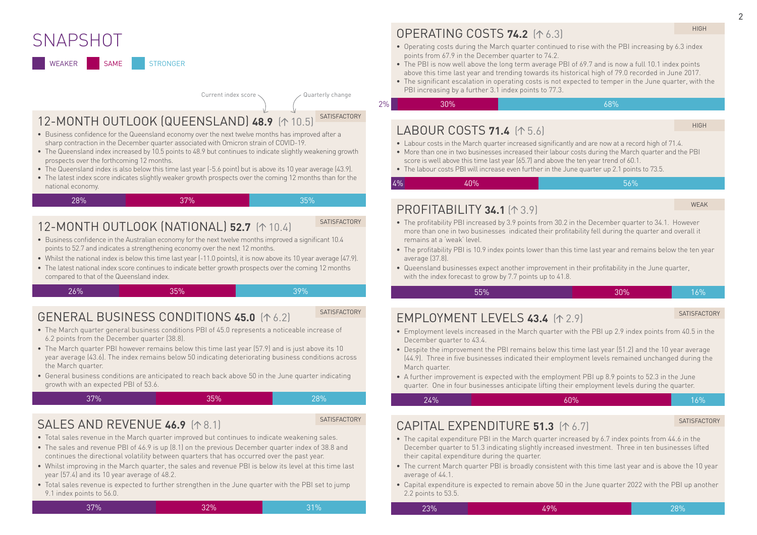# SNAPSHOT

WEAKER | SAME | STRONGER

Current index score / Quarterly change

## 12-MONTH OUTLOOK (QUEENSLAND) **48.9** (↑ 10.5)

SATISFACTORY

- Business confidence for the Queensland economy over the next twelve months has improved after a sharp contraction in the December quarter associated with Omicron strain of COVID-19.
- The Queensland index increased by 10.5 points to 48.9 but continues to indicate slightly weakening growth prospects over the forthcoming 12 months.
- The Queensland index is also below this time last year (-5.6 point) but is above its 10 year average (43.9).
- The latest index score indicates slightly weaker growth prospects over the coming 12 months than for the national economy.

| Weaker | Same | Stronger |
|---|---|---|
| 28% | 37% | 35% |

## 12-MONTH OUTLOOK (NATIONAL) **52.7** (↑ 10.4)

SATISFACTORY

- Business confidence in the Australian economy for the next twelve months improved a significant 10.4 points to 52.7 and indicates a strengthening economy over the next 12 months.
- Whilst the national index is below this time last year (-11.0 points), it is now above its 10 year average (47.9).
- The latest national index score continues to indicate better growth prospects over the coming 12 months compared to that of the Queensland index.

| Weaker | Same | Stronger |
|---|---|---|
| 26% | 35% | 39% |

## GENERAL BUSINESS CONDITIONS **45.0** (↑ 6.2)

SATISFACTORY

- The March quarter general business conditions PBI of 45.0 represents a noticeable increase of 6.2 points from the December quarter (38.8).
- The March quarter PBI however remains below this time last year (57.9) and is just above its 10 year average (43.6). The index remains below 50 indicating deteriorating business conditions across the March quarter.
- General business conditions are anticipated to reach back above 50 in the June quarter indicating growth with an expected PBI of 53.6.

| Weaker | Same | Stronger |
|---|---|---|
| 37% | 35% | 28% |

## SALES AND REVENUE **46.9** (↑ 8.1)

SATISFACTORY

- Total sales revenue in the March quarter improved but continues to indicate weakening sales.
- The sales and revenue PBI of 46.9 is up (8.1) on the previous December quarter index of 38.8 and continues the directional volatility between quarters that has occurred over the past year.
- Whilst improving in the March quarter, the sales and revenue PBI is below its level at this time last year (57.4) and its 10 year average of 48.2.
- Total sales revenue is expected to further strengthen in the June quarter with the PBI set to jump 9.1 index points to 56.0.

| Weaker | Same | Stronger |
|---|---|---|
| 37% | 32% | 31% |

## OPERATING COSTS **74.2** (↑ 6.3)

HIGH

- Operating costs during the March quarter continued to rise with the PBI increasing by 6.3 index points from 67.9 in the December quarter to 74.2.
- The PBI is now well above the long term average PBI of 69.7 and is now a full 10.1 index points above this time last year and trending towards its historical high of 79.0 recorded in June 2017.
- The significant escalation in operating costs is not expected to temper in the June quarter, with the PBI increasing by a further 3.1 index points to 77.3.

| Weaker | Same | Stronger |
|---|---|---|
| 2% | 30% | 68% |

## LABOUR COSTS **71.4** (↑ 5.6)

HIGH

- Labour costs in the March quarter increased significantly and are now at a record high of 71.4.
- More than one in two businesses increased their labour costs during the March quarter and the PBI score is well above this time last year (65.7) and above the ten year trend of 60.1.
- The labour costs PBI will increase even further in the June quarter up 2.1 points to 73.5.

| Weaker | Same | Stronger |
|---|---|---|
| 4% | 40% | 56% |

## PROFITABILITY **34.1** (↑ 3.9)

WEAK

- The profitability PBI increased by 3.9 points from 30.2 in the December quarter to 34.1. However more than one in two businesses indicated their profitability fell during the quarter and overall it remains at a 'weak' level.
- The profitability PBI is 10.9 index points lower than this time last year and remains below the ten year average (37.8).
- Queensland businesses expect another improvement in their profitability in the June quarter, with the index forecast to grow by 7.7 points up to 41.8.

| Weaker | Same | Stronger |
|---|---|---|
| 55% | 30% | 16% |

## EMPLOYMENT LEVELS **43.4** (↑ 2.9)

SATISFACTORY

- Employment levels increased in the March quarter with the PBI up 2.9 index points from 40.5 in the December quarter to 43.4.
- Despite the improvement the PBI remains below this time last year (51.2) and the 10 year average (44.9). Three in five businesses indicated their employment levels remained unchanged during the March quarter.
- A further improvement is expected with the employment PBI up 8.9 points to 52.3 in the June quarter. One in four businesses anticipate lifting their employment levels during the quarter.

| Weaker | Same | Stronger |
|---|---|---|
| 24% | 60% | 16% |

## CAPITAL EXPENDITURE **51.3** (↑ 6.7)

SATISFACTORY

- The capital expenditure PBI in the March quarter increased by 6.7 index points from 44.6 in the December quarter to 51.3 indicating slightly increased investment. Three in ten businesses lifted their capital expenditure during the quarter.
- The current March quarter PBI is broadly consistent with this time last year and is above the 10 year average of 44.1.
- Capital expenditure is expected to remain above 50 in the June quarter 2022 with the PBI up another 2.2 points to 53.5.

| Weaker | Same | Stronger |
|---|---|---|
| 23% | 49% | 28% |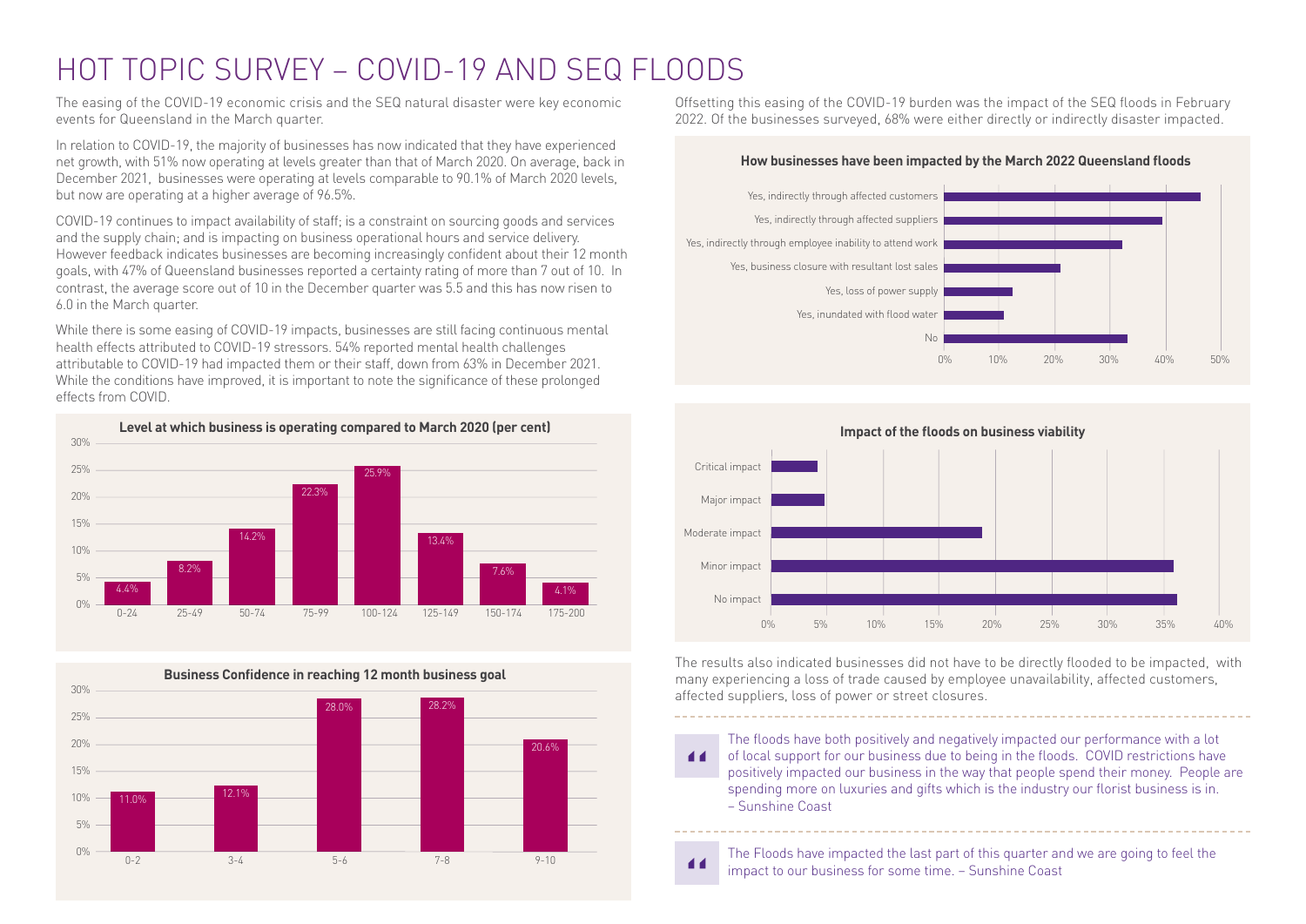# HOT TOPIC SURVEY – COVID-19 AND SEQ FLOODS

The easing of the COVID-19 economic crisis and the SEQ natural disaster were key economic events for Queensland in the March quarter.

In relation to COVID-19, the majority of businesses has now indicated that they have experienced net growth, with 51% now operating at levels greater than that of March 2020. On average, back in December 2021, businesses were operating at levels comparable to 90.1% of March 2020 levels, but now are operating at a higher average of 96.5%.

COVID-19 continues to impact availability of staff; is a constraint on sourcing goods and services and the supply chain; and is impacting on business operational hours and service delivery. However feedback indicates businesses are becoming increasingly confident about their 12 month goals, with 47% of Queensland businesses reported a certainty rating of more than 7 out of 10. In contrast, the average score out of 10 in the December quarter was 5.5 and this has now risen to 6.0 in the March quarter.

While there is some easing of COVID-19 impacts, businesses are still facing continuous mental health effects attributed to COVID-19 stressors. 54% reported mental health challenges attributable to COVID-19 had impacted them or their staff, down from 63% in December 2021. While the conditions have improved, it is important to note the significance of these prolonged effects from COVID.

**Level at which business is operating compared to March 2020 (per cent)**

| Level | Per cent |
|---|---|
| 0-24 | 4.4% |
| 25-49 | 8.2% |
| 50-74 | 14.2% |
| 75-99 | 22.3% |
| 100-124 | 25.9% |
| 125-149 | 13.4% |
| 150-174 | 7.6% |
| 175-200 | 4.1% |

**Business Confidence in reaching 12 month business goal**

| Rating | Per cent |
|---|---|
| 0-2 | 11.0% |
| 3-4 | 12.1% |
| 5-6 | 28.0% |
| 7-8 | 28.2% |
| 9-10 | 20.6% |

Offsetting this easing of the COVID-19 burden was the impact of the SEQ floods in February 2022. Of the businesses surveyed, 68% were either directly or indirectly disaster impacted.

**How businesses have been impacted by the March 2022 Queensland floods**

- Yes, indirectly through affected customers
- Yes, indirectly through affected suppliers
- Yes, indirectly through employee inability to attend work
- Yes, business closure with resultant lost sales
- Yes, loss of power supply
- Yes, inundated with flood water
- No

**Impact of the floods on business viability**

- Critical impact
- Major impact
- Moderate impact
- Minor impact
- No impact

The results also indicated businesses did not have to be directly flooded to be impacted, with many experiencing a loss of trade caused by employee unavailability, affected customers, affected suppliers, loss of power or street closures.

> The floods have both positively and negatively impacted our performance with a lot of local support for our business due to being in the floods. COVID restrictions have positively impacted our business in the way that people spend their money. People are spending more on luxuries and gifts which is the industry our florist business is in. – Sunshine Coast

> The Floods have impacted the last part of this quarter and we are going to feel the impact to our business for some time. – Sunshine Coast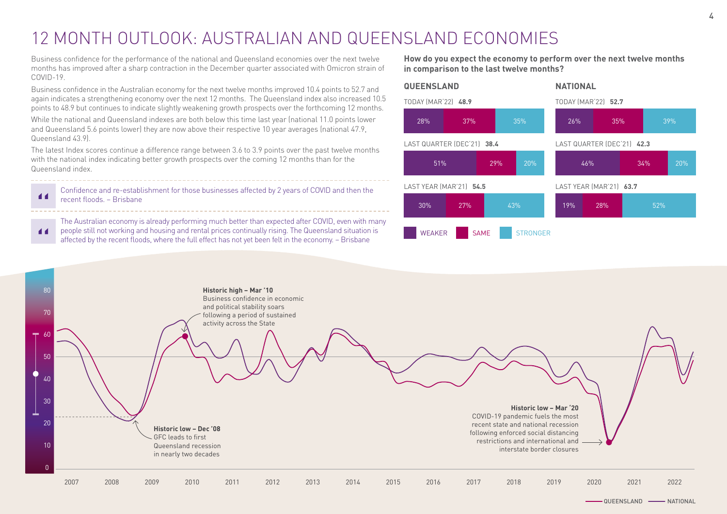# 12 MONTH OUTLOOK: AUSTRALIAN AND QUEENSLAND ECONOMIES

Business confidence for the performance of the national and Queensland economies over the next twelve months has improved after a sharp contraction in the December quarter associated with Omicron strain of COVID-19.

Business confidence in the Australian economy for the next twelve months improved 10.4 points to 52.7 and again indicates a strengthening economy over the next 12 months. The Queensland index also increased 10.5 points to 48.9 but continues to indicate slightly weakening growth prospects over the forthcoming 12 months.

While the national and Queensland indexes are both below this time last year (national 11.0 points lower and Queensland 5.6 points lower) they are now above their respective 10 year averages (national 47.9, Queensland 43.9).

The latest Index scores continue a difference range between 3.6 to 3.9 points over the past twelve months with the national index indicating better growth prospects over the coming 12 months than for the Queensland index.

> Confidence and re-establishment for those businesses affected by 2 years of COVID and then the recent floods. – Brisbane

> The Australian economy is already performing much better than expected after COVID, even with many people still not working and housing and rental prices continually rising. The Queensland situation is affected by the recent floods, where the full effect has not yet been felt in the economy. – Brisbane

**How do you expect the economy to perform over the next twelve months in comparison to the last twelve months?**

**QUEENSLAND**

| Period | Index | Weaker | Same | Stronger |
|---|---|---|---|---|
| TODAY (MAR'22) | 48.9 | 28% | 37% | 35% |
| LAST QUARTER (DEC'21) | 38.4 | 51% | 29% | 20% |
| LAST YEAR (MAR'21) | 54.5 | 30% | 27% | 43% |

**NATIONAL**

| Period | Index | Weaker | Same | Stronger |
|---|---|---|---|---|
| TODAY (MAR'22) | 52.7 | 26% | 35% | 39% |
| LAST QUARTER (DEC'21) | 42.3 | 46% | 34% | 20% |
| LAST YEAR (MAR'21) | 63.7 | 19% | 28% | 52% |

**Historic high – Mar '10**
Business confidence in economic and political stability soars following a period of sustained activity across the State

**Historic low – Dec '08**
GFC leads to first Queensland recession in nearly two decades

**Historic low – Mar '20**
COVID-19 pandemic fuels the most recent state and national recession following enforced social distancing restrictions and international and interstate border closures

QUEENSLAND — NATIONAL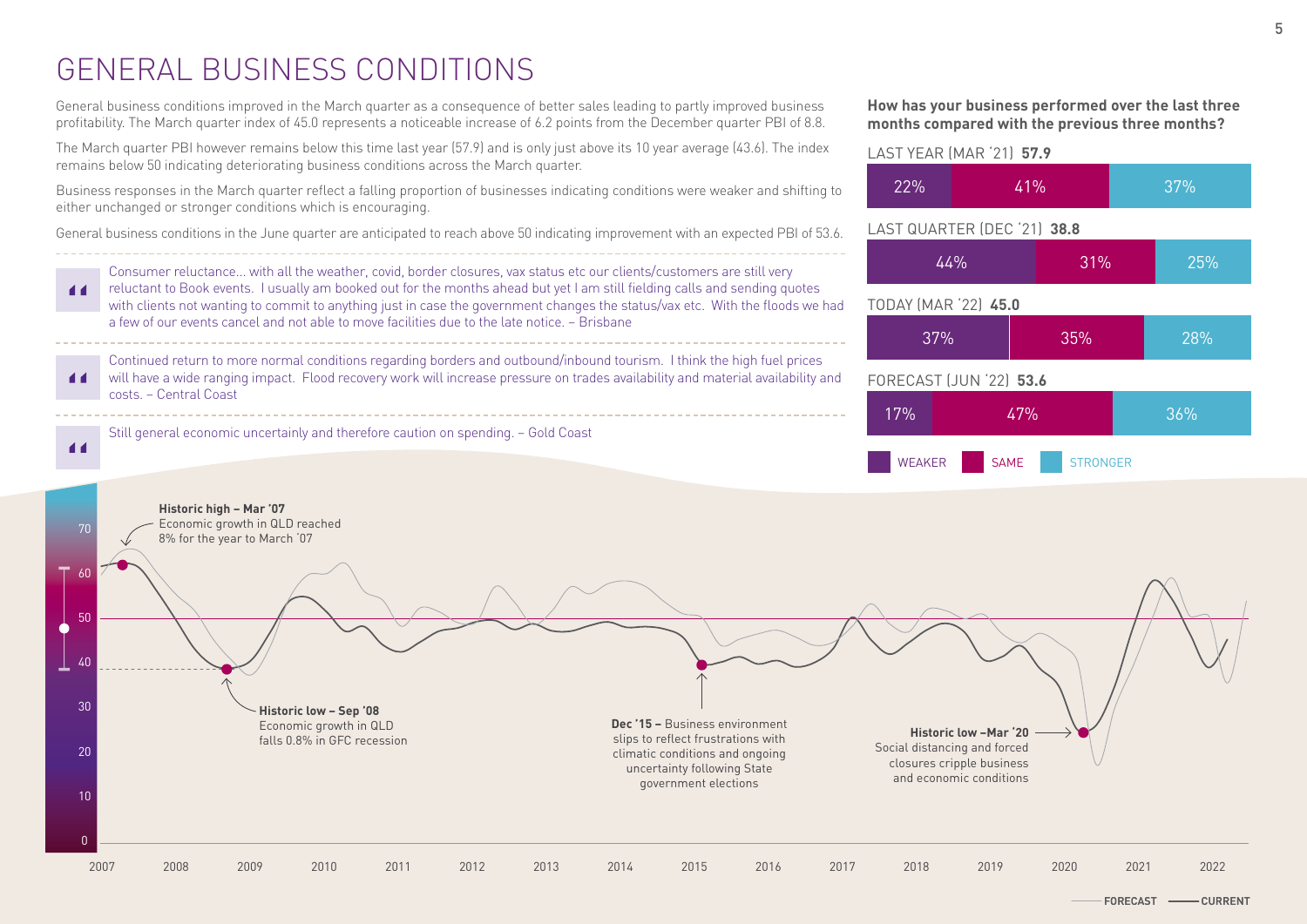# GENERAL BUSINESS CONDITIONS

General business conditions improved in the March quarter as a consequence of better sales leading to partly improved business profitability. The March quarter index of 45.0 represents a noticeable increase of 6.2 points from the December quarter PBI of 8.8.

The March quarter PBI however remains below this time last year (57.9) and is only just above its 10 year average (43.6). The index remains below 50 indicating deteriorating business conditions across the March quarter.

Business responses in the March quarter reflect a falling proportion of businesses indicating conditions were weaker and shifting to either unchanged or stronger conditions which is encouraging.

General business conditions in the June quarter are anticipated to reach above 50 indicating improvement with an expected PBI of 53.6.

> Consumer reluctance... with all the weather, covid, border closures, vax status etc our clients/customers are still very reluctant to Book events. I usually am booked out for the months ahead but yet I am still fielding calls and sending quotes with clients not wanting to commit to anything just in case the government changes the status/vax etc. With the floods we had a few of our events cancel and not able to move facilities due to the late notice. – Brisbane

> Continued return to more normal conditions regarding borders and outbound/inbound tourism. I think the high fuel prices will have a wide ranging impact. Flood recovery work will increase pressure on trades availability and material availability and costs. – Central Coast

> Still general economic uncertainly and therefore caution on spending. – Gold Coast

**How has your business performed over the last three months compared with the previous three months?**

| Period | PBI | Weaker | Same | Stronger |
|---|---|---|---|---|
| LAST YEAR (MAR '21) | **57.9** | 22% | 41% | 37% |
| LAST QUARTER (DEC '21) | **38.8** | 44% | 31% | 25% |
| TODAY (MAR '22) | **45.0** | 37% | 35% | 28% |
| FORECAST (JUN '22) | **53.6** | 17% | 47% | 36% |

**Historic high – Mar '07** Economic growth in QLD reached 8% for the year to March '07

**Historic low – Sep '08** Economic growth in QLD falls 0.8% in GFC recession

**Dec '15 –** Business environment slips to reflect frustrations with climatic conditions and ongoing uncertainty following State government elections

**Historic low –Mar '20** Social distancing and forced closures cripple business and economic conditions

FORECAST — CURRENT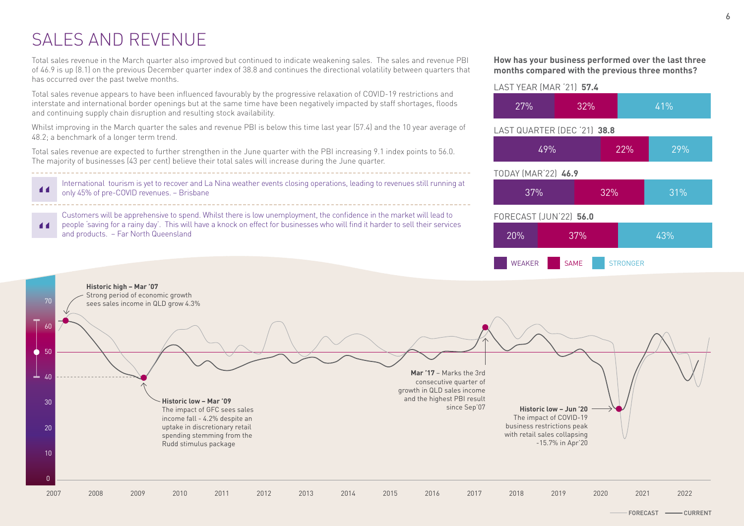# SALES AND REVENUE

Total sales revenue in the March quarter also improved but continued to indicate weakening sales. The sales and revenue PBI of 46.9 is up (8.1) on the previous December quarter index of 38.8 and continues the directional volatility between quarters that has occurred over the past twelve months.

Total sales revenue appears to have been influenced favourably by the progressive relaxation of COVID-19 restrictions and interstate and international border openings but at the same time have been negatively impacted by staff shortages, floods and continuing supply chain disruption and resulting stock availability.

Whilst improving in the March quarter the sales and revenue PBI is below this time last year (57.4) and the 10 year average of 48.2; a benchmark of a longer term trend.

Total sales revenue are expected to further strengthen in the June quarter with the PBI increasing 9.1 index points to 56.0. The majority of businesses (43 per cent) believe their total sales will increase during the June quarter.

> International tourism is yet to recover and La Nina weather events closing operations, leading to revenues still running at only 45% of pre-COVID revenues. – Brisbane

> Customers will be apprehensive to spend. Whilst there is low unemployment, the confidence in the market will lead to people 'saving for a rainy day'. This will have a knock on effect for businesses who will find it harder to sell their services and products. – Far North Queensland

**How has your business performed over the last three months compared with the previous three months?**

| Period | PBI | Weaker | Same | Stronger |
|---|---|---|---|---|
| LAST YEAR (MAR '21) | **57.4** | 27% | 32% | 41% |
| LAST QUARTER (DEC '21) | **38.8** | 49% | 22% | 29% |
| TODAY (MAR'22) | **46.9** | 37% | 32% | 31% |
| FORECAST (JUN'22) | **56.0** | 20% | 37% | 43% |

**Historic high – Mar '07**
Strong period of economic growth sees sales income in QLD grow 4.3%

**Historic low – Mar '09**
The impact of GFC sees sales income fall - 4.2% despite an uptake in discretionary retail spending stemming from the Rudd stimulus package

**Mar '17** – Marks the 3rd consecutive quarter of growth in QLD sales income and the highest PBI result since Sep'07

**Historic low – Jun '20**
The impact of COVID-19 business restrictions peak with retail sales collapsing -15.7% in Apr'20

FORECAST — CURRENT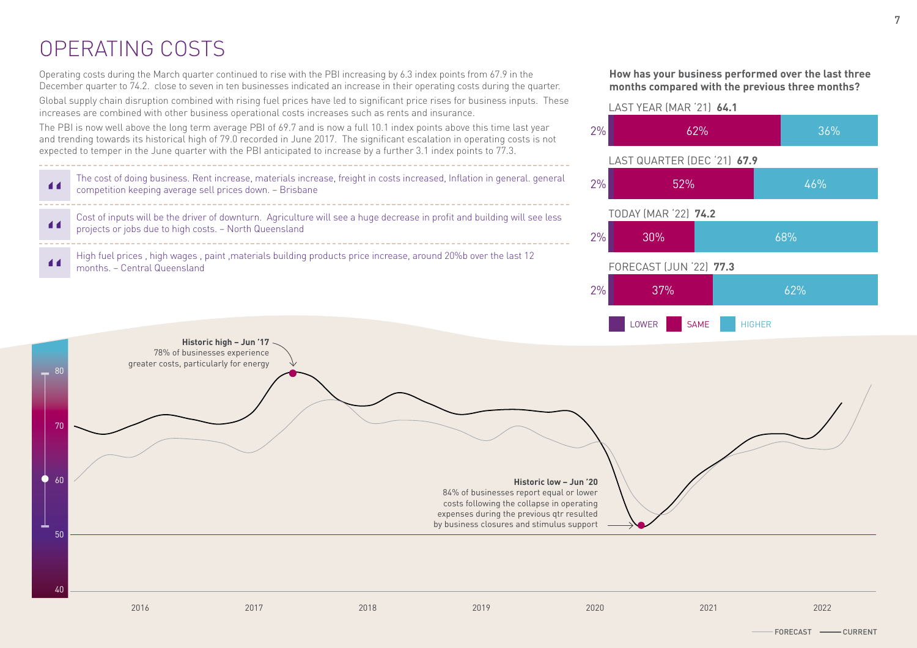# OPERATING COSTS

Operating costs during the March quarter continued to rise with the PBI increasing by 6.3 index points from 67.9 in the December quarter to 74.2. close to seven in ten businesses indicated an increase in their operating costs during the quarter.

Global supply chain disruption combined with rising fuel prices have led to significant price rises for business inputs. These increases are combined with other business operational costs increases such as rents and insurance.

The PBI is now well above the long term average PBI of 69.7 and is now a full 10.1 index points above this time last year and trending towards its historical high of 79.0 recorded in June 2017. The significant escalation in operating costs is not expected to temper in the June quarter with the PBI anticipated to increase by a further 3.1 index points to 77.3.

> The cost of doing business. Rent increase, materials increase, freight in costs increased, Inflation in general. general competition keeping average sell prices down. – Brisbane

> Cost of inputs will be the driver of downturn. Agriculture will see a huge decrease in profit and building will see less projects or jobs due to high costs. – North Queensland

> High fuel prices , high wages , paint ,materials building products price increase, around 20%b over the last 12 months. – Central Queensland

**How has your business performed over the last three months compared with the previous three months?**

| Period | Index | Lower | Same | Higher |
|---|---|---|---|---|
| LAST YEAR (MAR '21) | 64.1 | 2% | 62% | 36% |
| LAST QUARTER (DEC '21) | 67.9 | 2% | 52% | 46% |
| TODAY (MAR '22) | 74.2 | 2% | 30% | 68% |
| FORECAST (JUN '22) | 77.3 | 2% | 37% | 62% |

**Historic high – Jun '17**
78% of businesses experience greater costs, particularly for energy

**Historic low – Jun '20**
84% of businesses report equal or lower costs following the collapse in operating expenses during the previous qtr resulted by business closures and stimulus support

FORECAST — CURRENT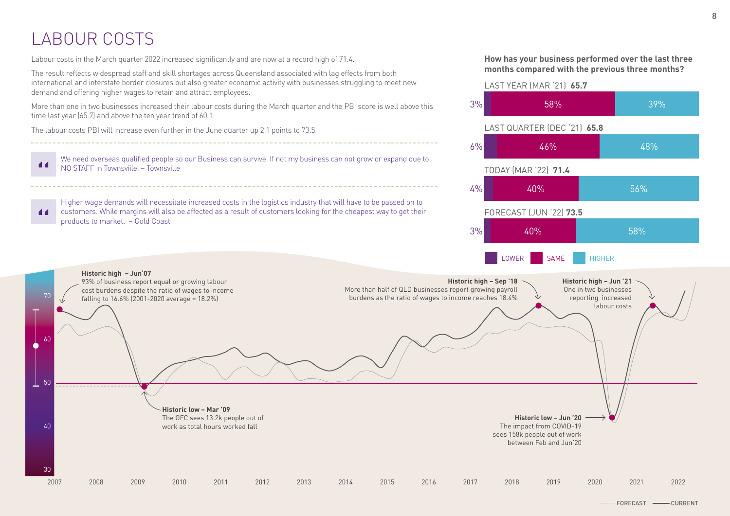# LABOUR COSTS

Labour costs in the March quarter 2022 increased significantly and are now at a record high of 71.4.

The result reflects widespread staff and skill shortages across Queensland associated with lag effects from both international and interstate border closures but also greater economic activity with businesses struggling to meet new demand and offering higher wages to retain and attract employees.

More than one in two businesses increased their labour costs during the March quarter and the PBI score is well above this time last year (65.7) and above the ten year trend of 60.1.

The labour costs PBI will increase even further in the June quarter up 2.1 points to 73.5.

> We need overseas qualified people so our Business can survive If not my business can not grow or expand due to NO STAFF in Townsviile. – Townsville

> Higher wage demands will necessitate increased costs in the logistics industry that will have to be passed on to customers. While margins will also be affected as a result of customers looking for the cheapest way to get their products to market. – Gold Coast

**How has your business performed over the last three months compared with the previous three months?**

| Period | Lower | Same | Higher |
|---|---|---|---|
| LAST YEAR (MAR '21) **65.7** | 3% | 58% | 39% |
| LAST QUARTER (DEC '21) **65.8** | 6% | 46% | 48% |
| TODAY (MAR '22) **71.4** | 4% | 40% | 56% |
| FORECAST (JUN '22) **73.5** | 3% | 40% | 58% |

**Historic high – Jun'07**
93% of business report equal or growing labour cost burdens despite the ratio of wages to income falling to 16.6% (2001-2020 average = 18.2%)

**Historic low – Mar '09**
The GFC sees 13.2k people out of work as total hours worked fall

**Historic high – Sep '18**
More than half of QLD businesses report growing payroll burdens as the ratio of wages to income reaches 18.4%

**Historic low – Jun '20**
The impact from COVID-19 sees 158k people out of work between Feb and Jun'20

**Historic high – Jun '21**
One in two businesses reporting increased labour costs

FORECAST — CURRENT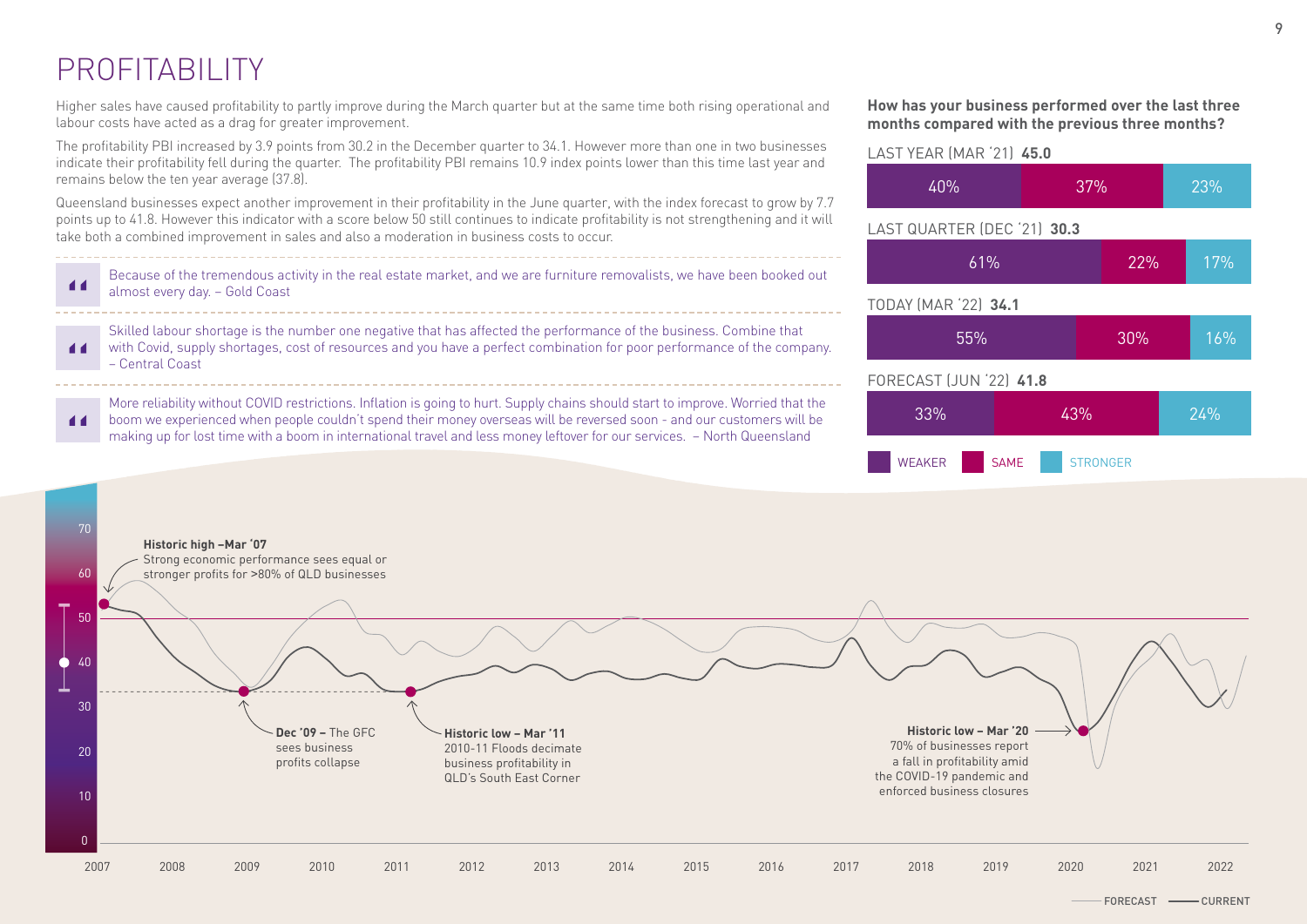# PROFITABILITY

Higher sales have caused profitability to partly improve during the March quarter but at the same time both rising operational and labour costs have acted as a drag for greater improvement.

The profitability PBI increased by 3.9 points from 30.2 in the December quarter to 34.1. However more than one in two businesses indicate their profitability fell during the quarter. The profitability PBI remains 10.9 index points lower than this time last year and remains below the ten year average (37.8).

Queensland businesses expect another improvement in their profitability in the June quarter, with the index forecast to grow by 7.7 points up to 41.8. However this indicator with a score below 50 still continues to indicate profitability is not strengthening and it will take both a combined improvement in sales and also a moderation in business costs to occur.

> Because of the tremendous activity in the real estate market, and we are furniture removalists, we have been booked out almost every day. – Gold Coast

> Skilled labour shortage is the number one negative that has affected the performance of the business. Combine that with Covid, supply shortages, cost of resources and you have a perfect combination for poor performance of the company. – Central Coast

> More reliability without COVID restrictions. Inflation is going to hurt. Supply chains should start to improve. Worried that the boom we experienced when people couldn't spend their money overseas will be reversed soon - and our customers will be making up for lost time with a boom in international travel and less money leftover for our services. – North Queensland

**How has your business performed over the last three months compared with the previous three months?**

| Period | Index | Weaker | Same | Stronger |
| --- | --- | --- | --- | --- |
| LAST YEAR (MAR '21) | 45.0 | 40% | 37% | 23% |
| LAST QUARTER (DEC '21) | 30.3 | 61% | 22% | 17% |
| TODAY (MAR '22) | 34.1 | 55% | 30% | 16% |
| FORECAST (JUN '22) | 41.8 | 33% | 43% | 24% |

**Historic high – Mar '07** Strong economic performance sees equal or stronger profits for >80% of QLD businesses

**Dec '09 –** The GFC sees business profits collapse

**Historic low – Mar '11** 2010-11 Floods decimate business profitability in QLD's South East Corner

**Historic low – Mar '20** 70% of businesses report a fall in profitability amid the COVID-19 pandemic and enforced business closures

FORECAST — CURRENT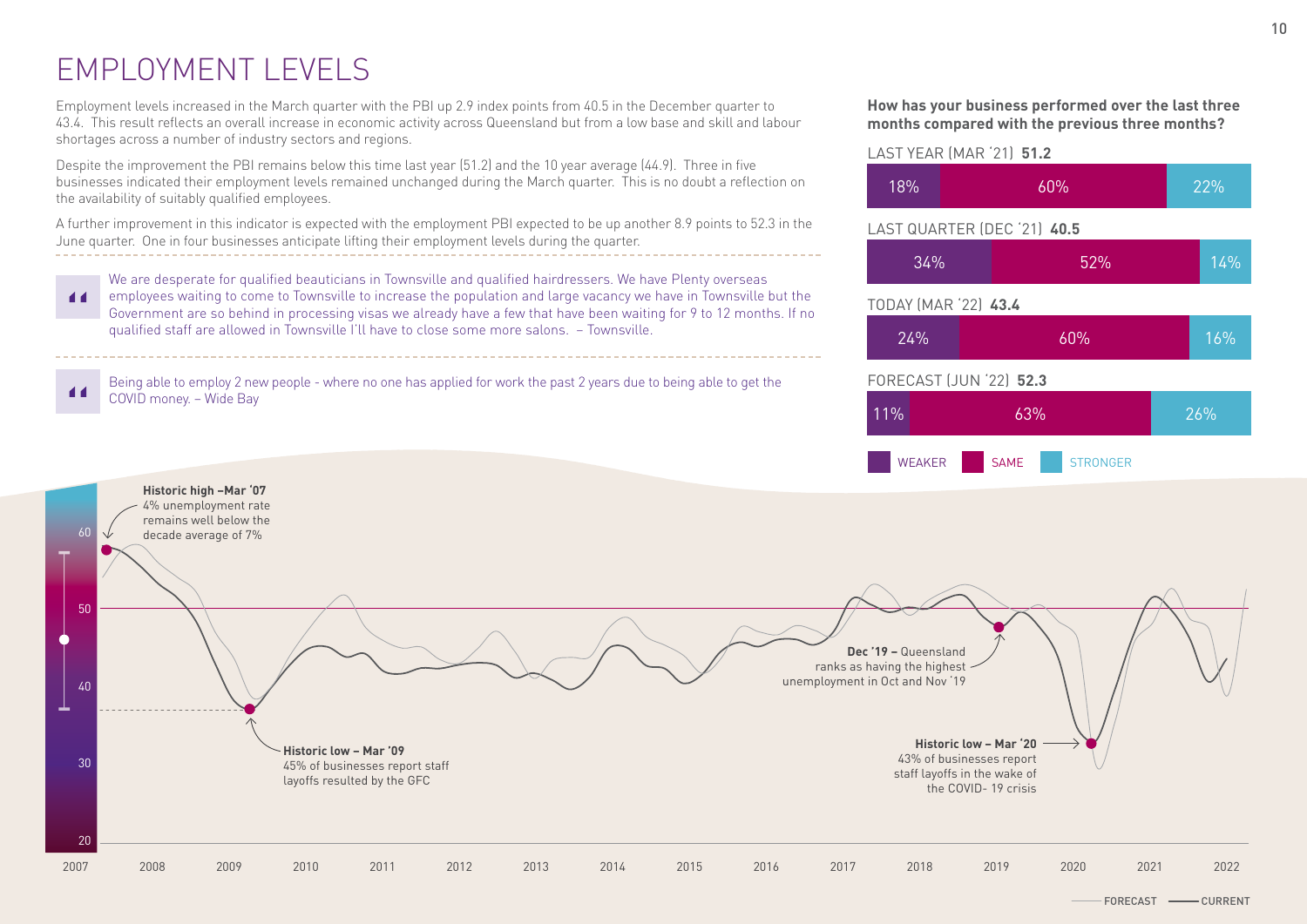# EMPLOYMENT LEVELS

Employment levels increased in the March quarter with the PBI up 2.9 index points from 40.5 in the December quarter to 43.4. This result reflects an overall increase in economic activity across Queensland but from a low base and skill and labour shortages across a number of industry sectors and regions.

Despite the improvement the PBI remains below this time last year (51.2) and the 10 year average (44.9). Three in five businesses indicated their employment levels remained unchanged during the March quarter. This is no doubt a reflection on the availability of suitably qualified employees.

A further improvement in this indicator is expected with the employment PBI expected to be up another 8.9 points to 52.3 in the June quarter. One in four businesses anticipate lifting their employment levels during the quarter.

> We are desperate for qualified beauticians in Townsville and qualified hairdressers. We have Plenty overseas employees waiting to come to Townsville to increase the population and large vacancy we have in Townsville but the Government are so behind in processing visas we already have a few that have been waiting for 9 to 12 months. If no qualified staff are allowed in Townsville I'll have to close some more salons. – Townsville.

> Being able to employ 2 new people - where no one has applied for work the past 2 years due to being able to get the COVID money. – Wide Bay

**How has your business performed over the last three months compared with the previous three months?**

| Period | PBI | Weaker | Same | Stronger |
|---|---|---|---|---|
| LAST YEAR (MAR '21) | **51.2** | 18% | 60% | 22% |
| LAST QUARTER (DEC '21) | **40.5** | 34% | 52% | 14% |
| TODAY (MAR '22) | **43.4** | 24% | 60% | 16% |
| FORECAST (JUN '22) | **52.3** | 11% | 63% | 26% |

**Historic high – Mar '07**
4% unemployment rate remains well below the decade average of 7%

**Historic low – Mar '09**
45% of businesses report staff layoffs resulted by the GFC

**Dec '19 –** Queensland ranks as having the highest unemployment in Oct and Nov '19

**Historic low – Mar '20**
43% of businesses report staff layoffs in the wake of the COVID- 19 crisis

FORECAST — CURRENT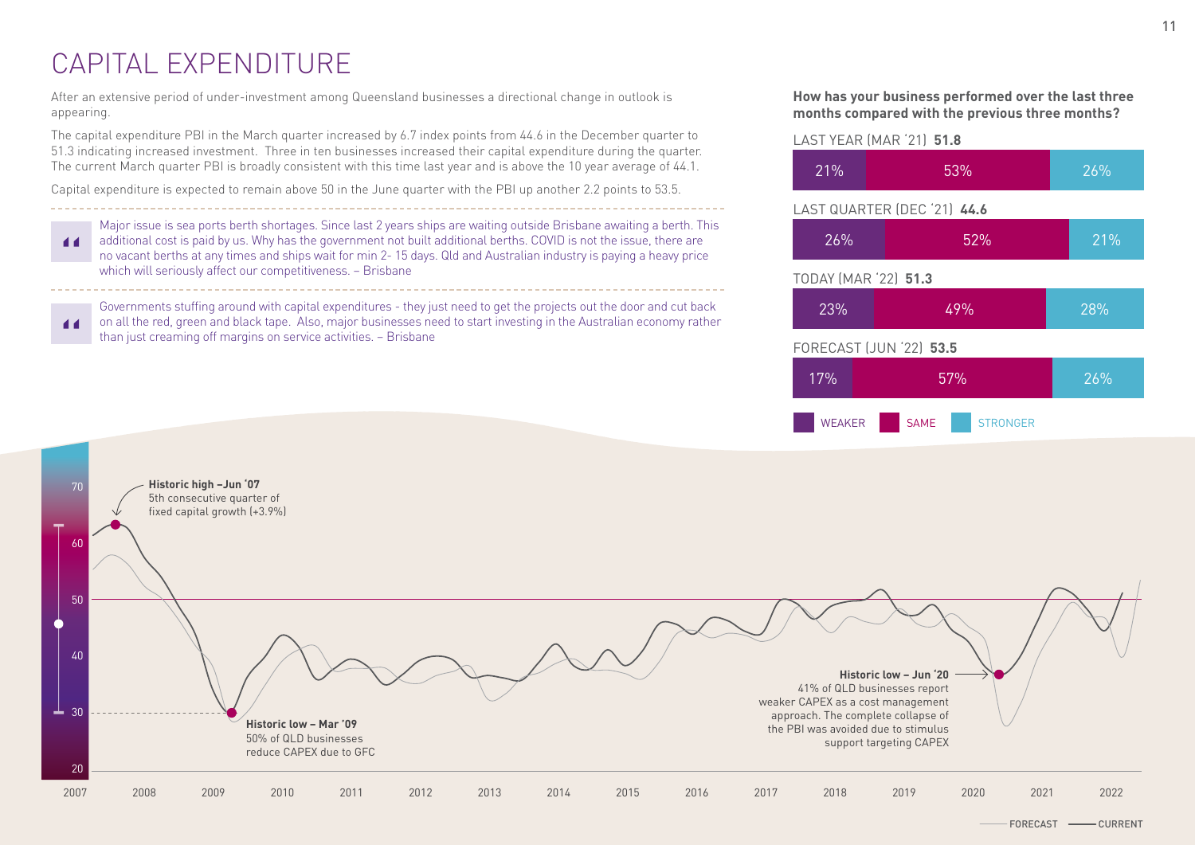# CAPITAL EXPENDITURE

After an extensive period of under-investment among Queensland businesses a directional change in outlook is appearing.

The capital expenditure PBI in the March quarter increased by 6.7 index points from 44.6 in the December quarter to 51.3 indicating increased investment. Three in ten businesses increased their capital expenditure during the quarter. The current March quarter PBI is broadly consistent with this time last year and is above the 10 year average of 44.1.

Capital expenditure is expected to remain above 50 in the June quarter with the PBI up another 2.2 points to 53.5.

> Major issue is sea ports berth shortages. Since last 2 years ships are waiting outside Brisbane awaiting a berth. This additional cost is paid by us. Why has the government not built additional berths. COVID is not the issue, there are no vacant berths at any times and ships wait for min 2- 15 days. Qld and Australian industry is paying a heavy price which will seriously affect our competitiveness. – Brisbane

> Governments stuffing around with capital expenditures - they just need to get the projects out the door and cut back on all the red, green and black tape. Also, major businesses need to start investing in the Australian economy rather than just creaming off margins on service activities. – Brisbane

**How has your business performed over the last three months compared with the previous three months?**

| Period | PBI | Weaker | Same | Stronger |
|---|---|---|---|---|
| LAST YEAR (MAR '21) | **51.8** | 21% | 53% | 26% |
| LAST QUARTER (DEC '21) | **44.6** | 26% | 52% | 21% |
| TODAY (MAR '22) | **51.3** | 23% | 49% | 28% |
| FORECAST (JUN '22) | **53.5** | 17% | 57% | 26% |

**Historic high – Jun '07**
5th consecutive quarter of fixed capital growth (+3.9%)

**Historic low – Mar '09**
50% of QLD businesses reduce CAPEX due to GFC

**Historic low – Jun '20**
41% of QLD businesses report weaker CAPEX as a cost management approach. The complete collapse of the PBI was avoided due to stimulus support targeting CAPEX

FORECAST — CURRENT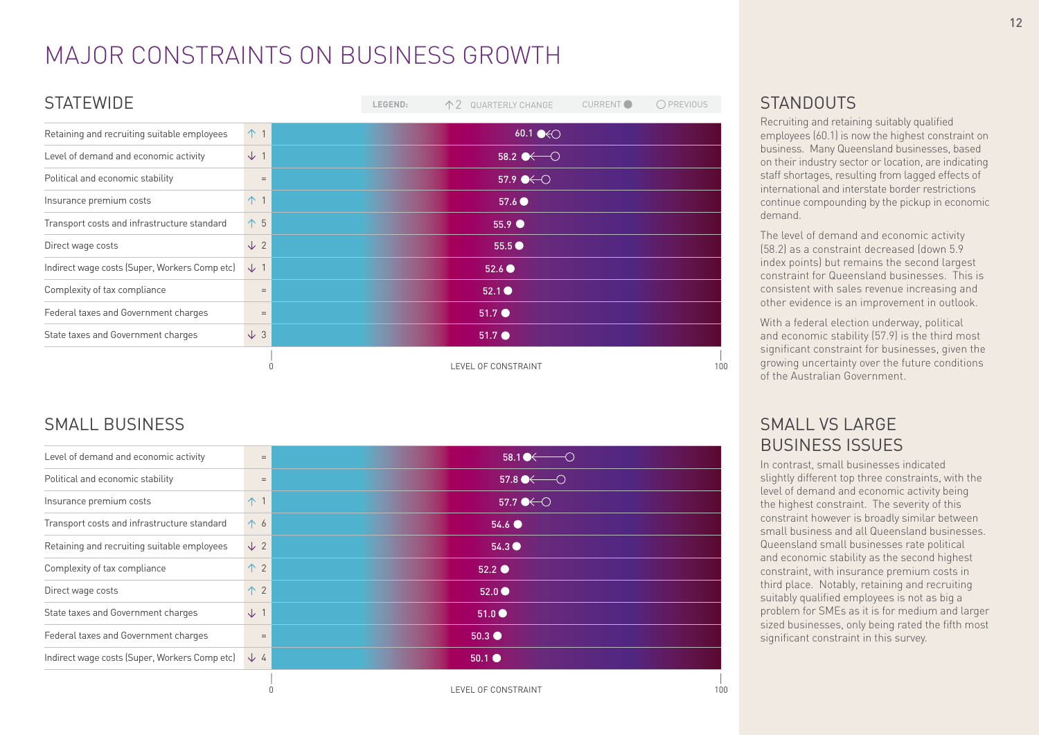# MAJOR CONSTRAINTS ON BUSINESS GROWTH

## STATEWIDE

LEGEND: ↑2 QUARTERLY CHANGE | CURRENT ● | ○ PREVIOUS

| Constraint | Quarterly change | Level of constraint (current) |
|---|---|---|
| Retaining and recruiting suitable employees | ↑ 1 | 60.1 |
| Level of demand and economic activity | ↓ 1 | 58.2 |
| Political and economic stability | = | 57.9 |
| Insurance premium costs | ↑ 1 | 57.6 |
| Transport costs and infrastructure standard | ↑ 5 | 55.9 |
| Direct wage costs | ↓ 2 | 55.5 |
| Indirect wage costs (Super, Workers Comp etc) | ↓ 1 | 52.6 |
| Complexity of tax compliance | = | 52.1 |
| Federal taxes and Government charges | = | 51.7 |
| State taxes and Government charges | ↓ 3 | 51.7 |

LEVEL OF CONSTRAINT (0–100)

## SMALL BUSINESS

| Constraint | Quarterly change | Level of constraint (current) |
|---|---|---|
| Level of demand and economic activity | = | 58.1 |
| Political and economic stability | = | 57.8 |
| Insurance premium costs | ↑ 1 | 57.7 |
| Transport costs and infrastructure standard | ↑ 6 | 54.6 |
| Retaining and recruiting suitable employees | ↓ 2 | 54.3 |
| Complexity of tax compliance | ↑ 2 | 52.2 |
| Direct wage costs | ↑ 2 | 52.0 |
| State taxes and Government charges | ↓ 1 | 51.0 |
| Federal taxes and Government charges | = | 50.3 |
| Indirect wage costs (Super, Workers Comp etc) | ↓ 4 | 50.1 |

LEVEL OF CONSTRAINT (0–100)

## STANDOUTS

Recruiting and retaining suitably qualified employees (60.1) is now the highest constraint on business. Many Queensland businesses, based on their industry sector or location, are indicating staff shortages, resulting from lagged effects of international and interstate border restrictions continue compounding by the pickup in economic demand.

The level of demand and economic activity (58.2) as a constraint decreased (down 5.9 index points) but remains the second largest constraint for Queensland businesses. This is consistent with sales revenue increasing and other evidence is an improvement in outlook.

With a federal election underway, political and economic stability (57.9) is the third most significant constraint for businesses, given the growing uncertainty over the future conditions of the Australian Government.

## SMALL VS LARGE BUSINESS ISSUES

In contrast, small businesses indicated slightly different top three constraints, with the level of demand and economic activity being the highest constraint. The severity of this constraint however is broadly similar between small business and all Queensland businesses. Queensland small businesses rate political and economic stability as the second highest constraint, with insurance premium costs in third place. Notably, retaining and recruiting suitably qualified employees is not as big a problem for SMEs as it is for medium and larger sized businesses, only being rated the fifth most significant constraint in this survey.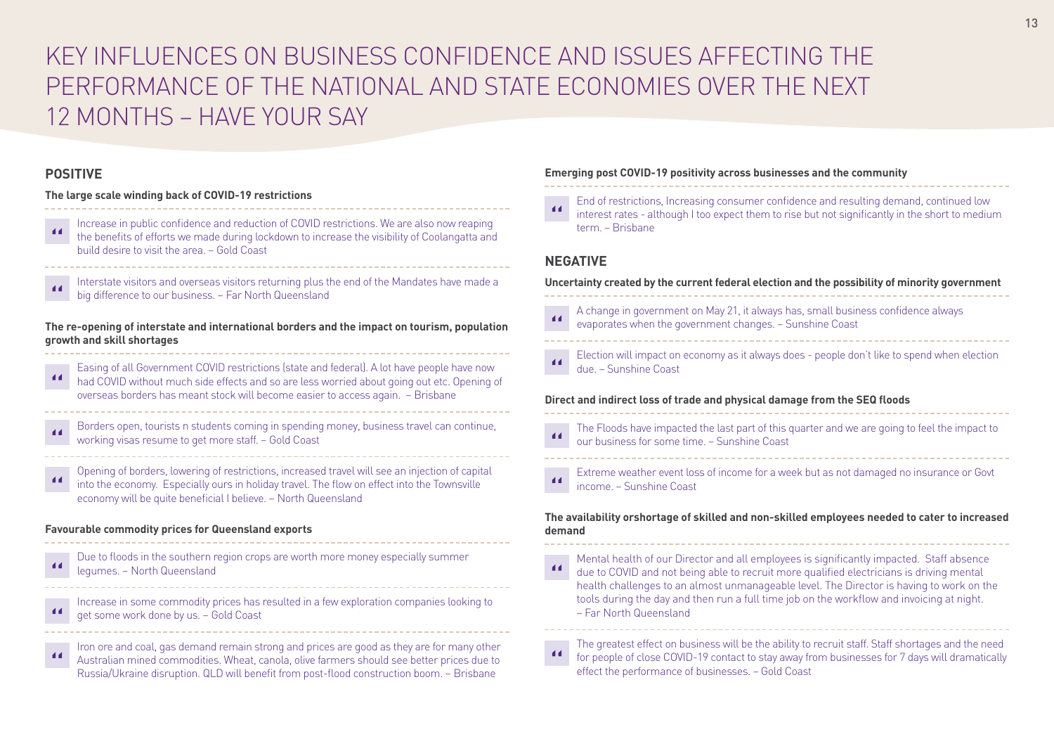# KEY INFLUENCES ON BUSINESS CONFIDENCE AND ISSUES AFFECTING THE PERFORMANCE OF THE NATIONAL AND STATE ECONOMIES OVER THE NEXT 12 MONTHS – HAVE YOUR SAY

## POSITIVE

### The large scale winding back of COVID-19 restrictions

> Increase in public confidence and reduction of COVID restrictions. We are also now reaping the benefits of efforts we made during lockdown to increase the visibility of Coolangatta and build desire to visit the area. – Gold Coast

> Interstate visitors and overseas visitors returning plus the end of the Mandates have made a big difference to our business. – Far North Queensland

### The re-opening of interstate and international borders and the impact on tourism, population growth and skill shortages

> Easing of all Government COVID restrictions (state and federal). A lot have people have now had COVID without much side effects and so are less worried about going out etc. Opening of overseas borders has meant stock will become easier to access again. – Brisbane

> Borders open, tourists n students coming in spending money, business travel can continue, working visas resume to get more staff. – Gold Coast

> Opening of borders, lowering of restrictions, increased travel will see an injection of capital into the economy. Especially ours in holiday travel. The flow on effect into the Townsville economy will be quite beneficial I believe. – North Queensland

### Favourable commodity prices for Queensland exports

> Due to floods in the southern region crops are worth more money especially summer legumes. – North Queensland

> Increase in some commodity prices has resulted in a few exploration companies looking to get some work done by us. – Gold Coast

> Iron ore and coal, gas demand remain strong and prices are good as they are for many other Australian mined commodities. Wheat, canola, olive farmers should see better prices due to Russia/Ukraine disruption. QLD will benefit from post-flood construction boom. – Brisbane

### Emerging post COVID-19 positivity across businesses and the community

> End of restrictions, Increasing consumer confidence and resulting demand, continued low interest rates - although I too expect them to rise but not significantly in the short to medium term. – Brisbane

## NEGATIVE

### Uncertainty created by the current federal election and the possibility of minority government

> A change in government on May 21, it always has, small business confidence always evaporates when the government changes. – Sunshine Coast

> Election will impact on economy as it always does - people don't like to spend when election due. – Sunshine Coast

### Direct and indirect loss of trade and physical damage from the SEQ floods

> The Floods have impacted the last part of this quarter and we are going to feel the impact to our business for some time. – Sunshine Coast

> Extreme weather event loss of income for a week but as not damaged no insurance or Govt income. – Sunshine Coast

### The availability orshortage of skilled and non-skilled employees needed to cater to increased demand

> Mental health of our Director and all employees is significantly impacted. Staff absence due to COVID and not being able to recruit more qualified electricians is driving mental health challenges to an almost unmanageable level. The Director is having to work on the tools during the day and then run a full time job on the workflow and invoicing at night. – Far North Queensland

> The greatest effect on business will be the ability to recruit staff. Staff shortages and the need for people of close COVID-19 contact to stay away from businesses for 7 days will dramatically effect the performance of businesses. – Gold Coast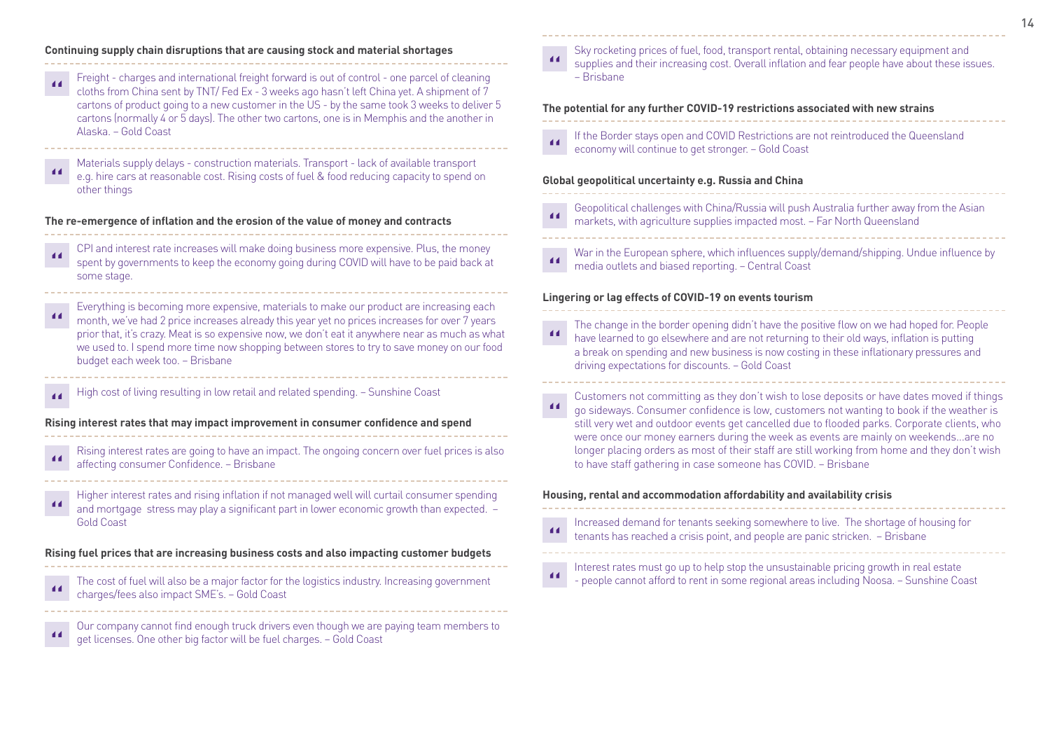#### Continuing supply chain disruptions that are causing stock and material shortages

> Freight - charges and international freight forward is out of control - one parcel of cleaning cloths from China sent by TNT/ Fed Ex - 3 weeks ago hasn't left China yet. A shipment of 7 cartons of product going to a new customer in the US - by the same took 3 weeks to deliver 5 cartons (normally 4 or 5 days). The other two cartons, one is in Memphis and the another in Alaska. – Gold Coast

> Materials supply delays - construction materials. Transport - lack of available transport e.g. hire cars at reasonable cost. Rising costs of fuel & food reducing capacity to spend on other things

#### The re-emergence of inflation and the erosion of the value of money and contracts

> CPI and interest rate increases will make doing business more expensive. Plus, the money spent by governments to keep the economy going during COVID will have to be paid back at some stage.

> Everything is becoming more expensive, materials to make our product are increasing each month, we've had 2 price increases already this year yet no prices increases for over 7 years prior that, it's crazy. Meat is so expensive now, we don't eat it anywhere near as much as what we used to. I spend more time now shopping between stores to try to save money on our food budget each week too. – Brisbane

> High cost of living resulting in low retail and related spending. – Sunshine Coast

#### Rising interest rates that may impact improvement in consumer confidence and spend

> Rising interest rates are going to have an impact. The ongoing concern over fuel prices is also affecting consumer Confidence. – Brisbane

> Higher interest rates and rising inflation if not managed well will curtail consumer spending and mortgage stress may play a significant part in lower economic growth than expected. – Gold Coast

#### Rising fuel prices that are increasing business costs and also impacting customer budgets

> The cost of fuel will also be a major factor for the logistics industry. Increasing government charges/fees also impact SME's. – Gold Coast

> Our company cannot find enough truck drivers even though we are paying team members to get licenses. One other big factor will be fuel charges. – Gold Coast

> Sky rocketing prices of fuel, food, transport rental, obtaining necessary equipment and supplies and their increasing cost. Overall inflation and fear people have about these issues. – Brisbane

#### The potential for any further COVID-19 restrictions associated with new strains

> If the Border stays open and COVID Restrictions are not reintroduced the Queensland economy will continue to get stronger. – Gold Coast

#### Global geopolitical uncertainty e.g. Russia and China

> Geopolitical challenges with China/Russia will push Australia further away from the Asian markets, with agriculture supplies impacted most. – Far North Queensland

> War in the European sphere, which influences supply/demand/shipping. Undue influence by media outlets and biased reporting. – Central Coast

#### Lingering or lag effects of COVID-19 on events tourism

> The change in the border opening didn't have the positive flow on we had hoped for. People have learned to go elsewhere and are not returning to their old ways, inflation is putting a break on spending and new business is now costing in these inflationary pressures and driving expectations for discounts. – Gold Coast

> Customers not committing as they don't wish to lose deposits or have dates moved if things go sideways. Consumer confidence is low, customers not wanting to book if the weather is still very wet and outdoor events get cancelled due to flooded parks. Corporate clients, who were once our money earners during the week as events are mainly on weekends...are no longer placing orders as most of their staff are still working from home and they don't wish to have staff gathering in case someone has COVID. – Brisbane

#### Housing, rental and accommodation affordability and availability crisis

> Increased demand for tenants seeking somewhere to live. The shortage of housing for tenants has reached a crisis point, and people are panic stricken. – Brisbane

> Interest rates must go up to help stop the unsustainable pricing growth in real estate - people cannot afford to rent in some regional areas including Noosa. – Sunshine Coast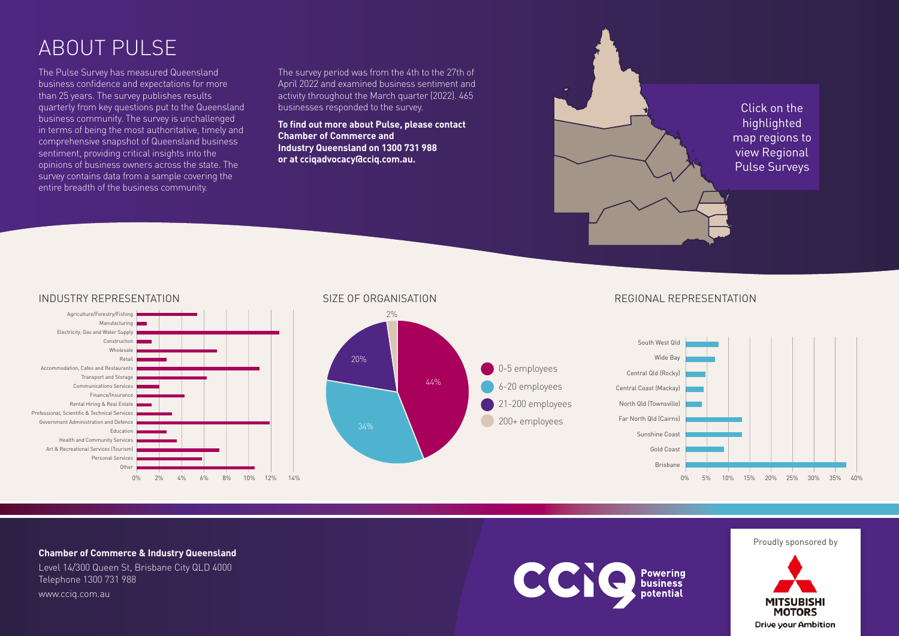# ABOUT PULSE

The Pulse Survey has measured Queensland business confidence and expectations for more than 25 years. The survey publishes results quarterly from key questions put to the Queensland business community. The survey is unchallenged in terms of being the most authoritative, timely and comprehensive snapshot of Queensland business sentiment, providing critical insights into the opinions of business owners across the state. The survey contains data from a sample covering the entire breadth of the business community.

The survey period was from the 4th to the 27th of April 2022 and examined business sentiment and activity throughout the March quarter (2022). 465 businesses responded to the survey.

**To find out more about Pulse, please contact Chamber of Commerce and Industry Queensland on 1300 731 988 or at cciqadvocacy@cciq.com.au.**

Click on the highlighted map regions to view Regional Pulse Surveys

## INDUSTRY REPRESENTATION

Agriculture/Forestry/Fishing
Manufacturing
Electricity, Gas and Water Supply
Construction
Wholesale
Retail
Accommodation, Cafes and Restaurants
Transport and Storage
Communications Services
Finance/Insurance
Rental Hiring & Real Estate
Professional, Scientific & Technical Services
Government Administration and Defence
Education
Health and Community Services
Art & Recreational Services (Tourism)
Personal Services
Other

0% 2% 4% 6% 8% 10% 12% 14%

## SIZE OF ORGANISATION

2%
20%
44%
34%

0-5 employees
6-20 employees
21-200 employees
200+ employees

## REGIONAL REPRESENTATION

South West Qld
Wide Bay
Central Qld (Rocky)
Central Coast (Mackay)
North Qld (Townsville)
Far North Qld (Cairns)
Sunshine Coast
Gold Coast
Brisbane

0% 5% 10% 15% 20% 25% 30% 35% 40%

**Chamber of Commerce & Industry Queensland**

Level 14/300 Queen St, Brisbane City QLD 4000
Telephone 1300 731 988

www.cciq.com.au

CCIQ Powering business potential

Proudly sponsored by

MITSUBISHI MOTORS
Drive your Ambition